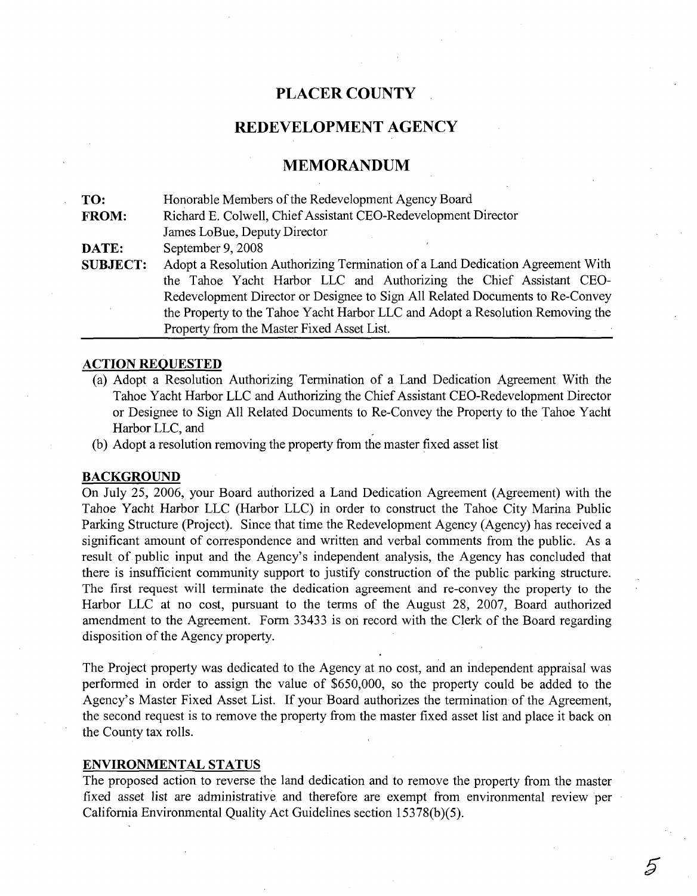# PLACER COUNTY

## REDEVELOPMENT AGENCY

## MEMORANDUM

**TO:** Honorable Members of the Redevelopment Agency Board

**FROM:** Richard E. Colwell, Chief Assistant CEO-Redevelopment Director
James LoBue, Deputy Director

**DATE:** September 9, 2008

**SUBJECT:** Adopt a Resolution Authorizing Termination of a Land Dedication Agreement With the Tahoe Yacht Harbor LLC and Authorizing the Chief Assistant CEO-Redevelopment Director or Designee to Sign All Related Documents to Re-Convey the Property to the Tahoe Yacht Harbor LLC and Adopt a Resolution Removing the Property from the Master Fixed Asset List.

---

### ACTION REQUESTED

(a) Adopt a Resolution Authorizing Termination of a Land Dedication Agreement With the Tahoe Yacht Harbor LLC and Authorizing the Chief Assistant CEO-Redevelopment Director or Designee to Sign All Related Documents to Re-Convey the Property to the Tahoe Yacht Harbor LLC, and

(b) Adopt a resolution removing the property from the master fixed asset list

### BACKGROUND

On July 25, 2006, your Board authorized a Land Dedication Agreement (Agreement) with the Tahoe Yacht Harbor LLC (Harbor LLC) in order to construct the Tahoe City Marina Public Parking Structure (Project). Since that time the Redevelopment Agency (Agency) has received a significant amount of correspondence and written and verbal comments from the public. As a result of public input and the Agency's independent analysis, the Agency has concluded that there is insufficient community support to justify construction of the public parking structure. The first request will terminate the dedication agreement and re-convey the property to the Harbor LLC at no cost, pursuant to the terms of the August 28, 2007, Board authorized amendment to the Agreement. Form 33433 is on record with the Clerk of the Board regarding disposition of the Agency property.

The Project property was dedicated to the Agency at no cost, and an independent appraisal was performed in order to assign the value of $650,000, so the property could be added to the Agency's Master Fixed Asset List. If your Board authorizes the termination of the Agreement, the second request is to remove the property from the master fixed asset list and place it back on the County tax rolls.

### ENVIRONMENTAL STATUS

The proposed action to reverse the land dedication and to remove the property from the master fixed asset list are administrative and therefore are exempt from environmental review per California Environmental Quality Act Guidelines section 15378(b)(5).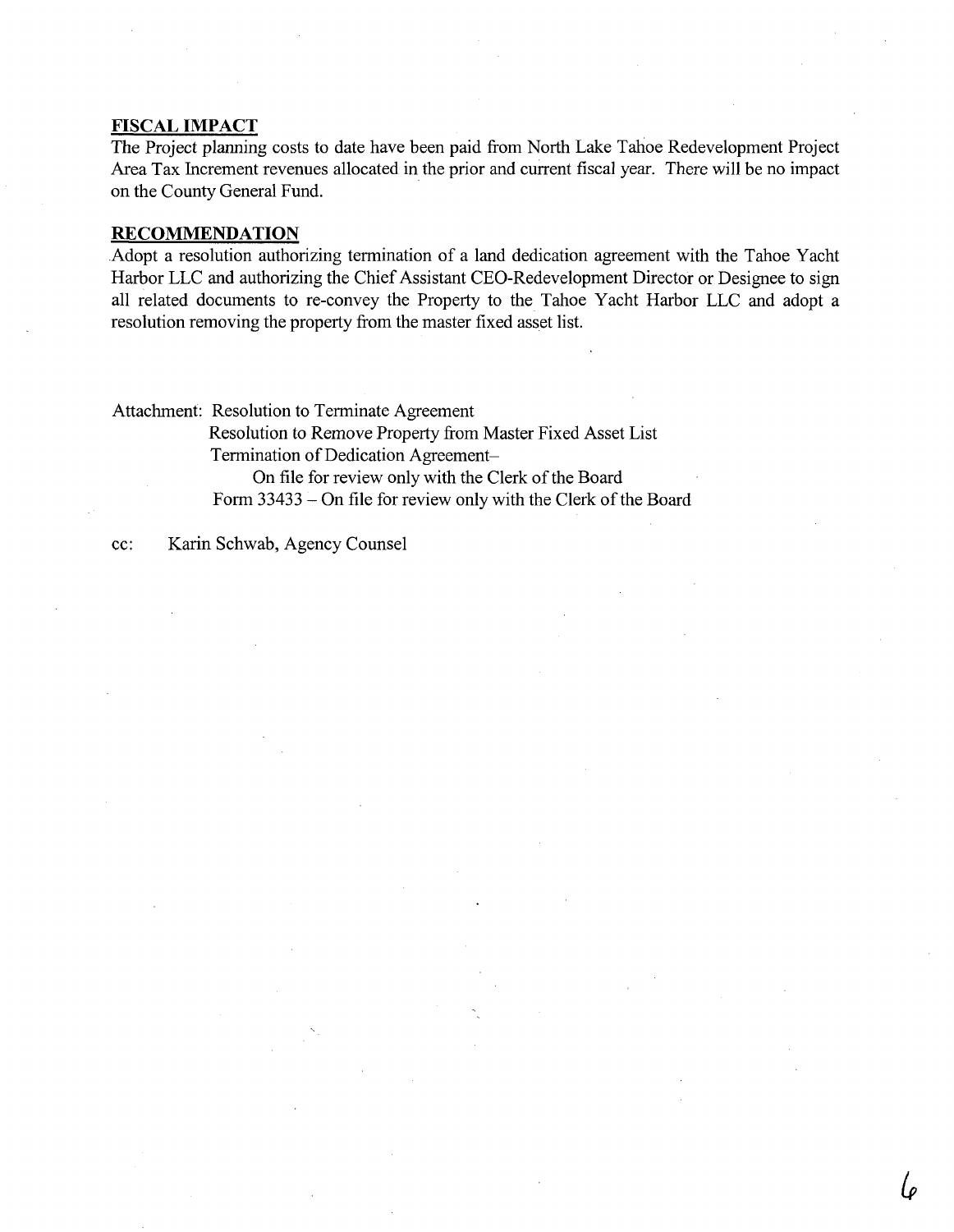## FISCAL IMPACT

The Project planning costs to date have been paid from North Lake Tahoe Redevelopment Project Area Tax Increment revenues allocated in the prior and current fiscal year. There will be no impact on the County General Fund.

## RECOMMENDATION

Adopt a resolution authorizing termination of a land dedication agreement with the Tahoe Yacht Harbor LLC and authorizing the Chief Assistant CEO-Redevelopment Director or Designee to sign all related documents to re-convey the Property to the Tahoe Yacht Harbor LLC and adopt a resolution removing the property from the master fixed asset list.

Attachment: Resolution to Terminate Agreement
Resolution to Remove Property from Master Fixed Asset List
Termination of Dedication Agreement–
On file for review only with the Clerk of the Board
Form 33433 – On file for review only with the Clerk of the Board

cc: Karin Schwab, Agency Counsel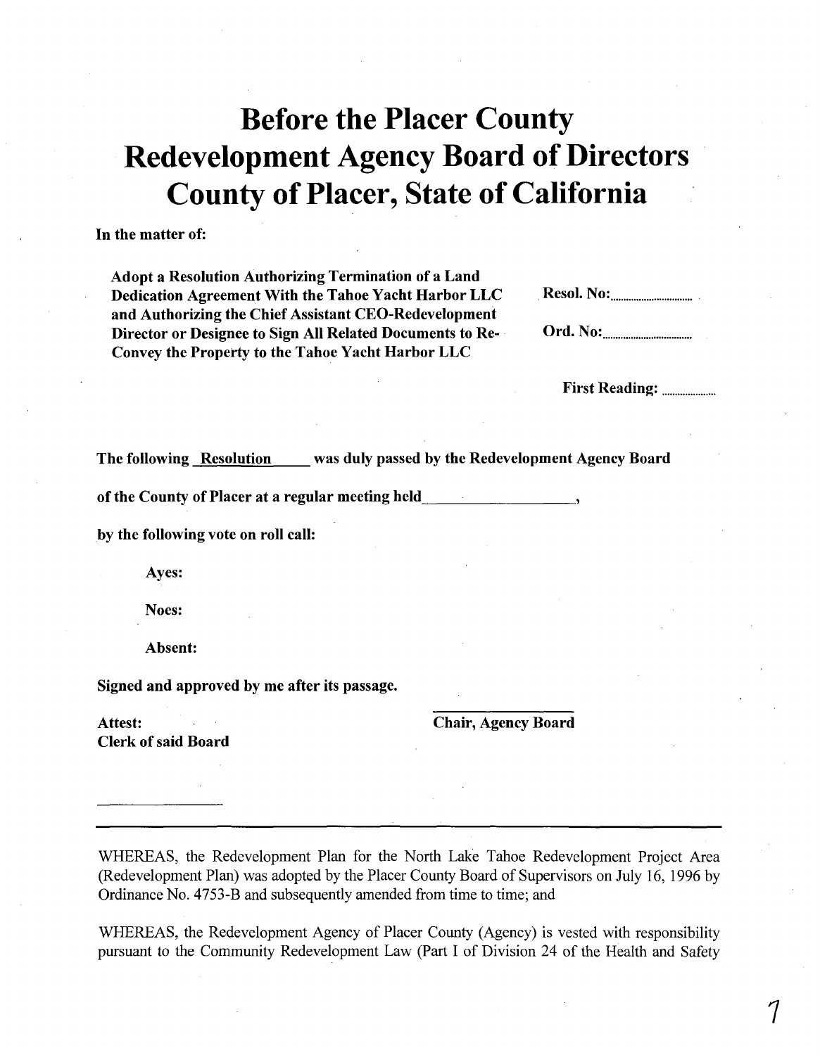# Before the Placer County Redevelopment Agency Board of Directors County of Placer, State of California

**In the matter of:**

**Adopt a Resolution Authorizing Termination of a Land Dedication Agreement With the Tahoe Yacht Harbor LLC and Authorizing the Chief Assistant CEO-Redevelopment Director or Designee to Sign All Related Documents to Re-Convey the Property to the Tahoe Yacht Harbor LLC**

**Resol. No:**..............................

**Ord. No:**..............................

**First Reading:** ....................

**The following Resolution was duly passed by the Redevelopment Agency Board of the County of Placer at a regular meeting held\_\_\_\_\_\_\_\_\_\_\_\_\_\_\_\_\_\_\_,**

**by the following vote on roll call:**

**Ayes:**

**Noes:**

**Absent:**

**Signed and approved by me after its passage.**

**Attest:**
**Clerk of said Board**

\_\_\_\_\_\_\_\_\_\_\_\_\_\_\_\_\_\_

**Chair, Agency Board**

\_\_\_\_\_\_\_\_\_\_\_\_\_\_\_\_\_\_

---

WHEREAS, the Redevelopment Plan for the North Lake Tahoe Redevelopment Project Area (Redevelopment Plan) was adopted by the Placer County Board of Supervisors on July 16, 1996 by Ordinance No. 4753-B and subsequently amended from time to time; and

WHEREAS, the Redevelopment Agency of Placer County (Agency) is vested with responsibility pursuant to the Community Redevelopment Law (Part I of Division 24 of the Health and Safety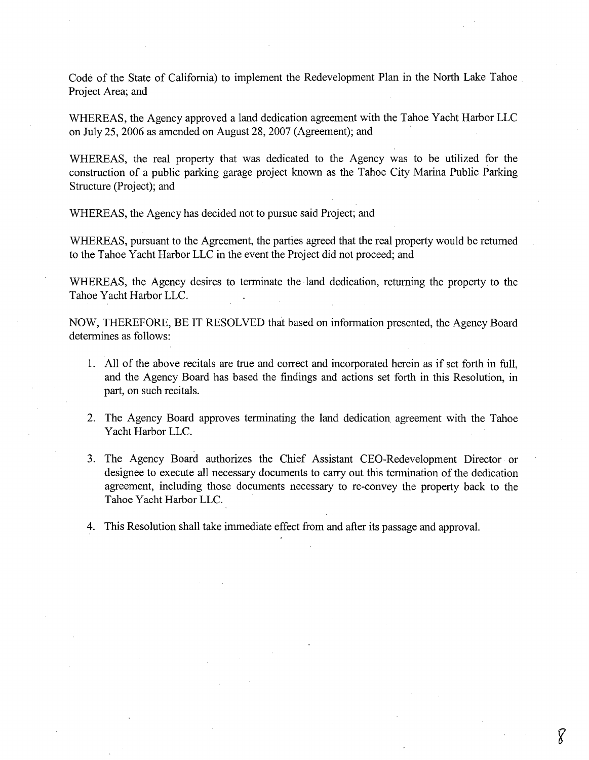Code of the State of California) to implement the Redevelopment Plan in the North Lake Tahoe Project Area; and

WHEREAS, the Agency approved a land dedication agreement with the Tahoe Yacht Harbor LLC on July 25, 2006 as amended on August 28, 2007 (Agreement); and

WHEREAS, the real property that was dedicated to the Agency was to be utilized for the construction of a public parking garage project known as the Tahoe City Marina Public Parking Structure (Project); and

WHEREAS, the Agency has decided not to pursue said Project; and

WHEREAS, pursuant to the Agreement, the parties agreed that the real property would be returned to the Tahoe Yacht Harbor LLC in the event the Project did not proceed; and

WHEREAS, the Agency desires to terminate the land dedication, returning the property to the Tahoe Yacht Harbor LLC.

NOW, THEREFORE, BE IT RESOLVED that based on information presented, the Agency Board determines as follows:

1. All of the above recitals are true and correct and incorporated herein as if set forth in full, and the Agency Board has based the findings and actions set forth in this Resolution, in part, on such recitals.
2. The Agency Board approves terminating the land dedication agreement with the Tahoe Yacht Harbor LLC.
3. The Agency Board authorizes the Chief Assistant CEO-Redevelopment Director or designee to execute all necessary documents to carry out this termination of the dedication agreement, including those documents necessary to re-convey the property back to the Tahoe Yacht Harbor LLC.
4. This Resolution shall take immediate effect from and after its passage and approval.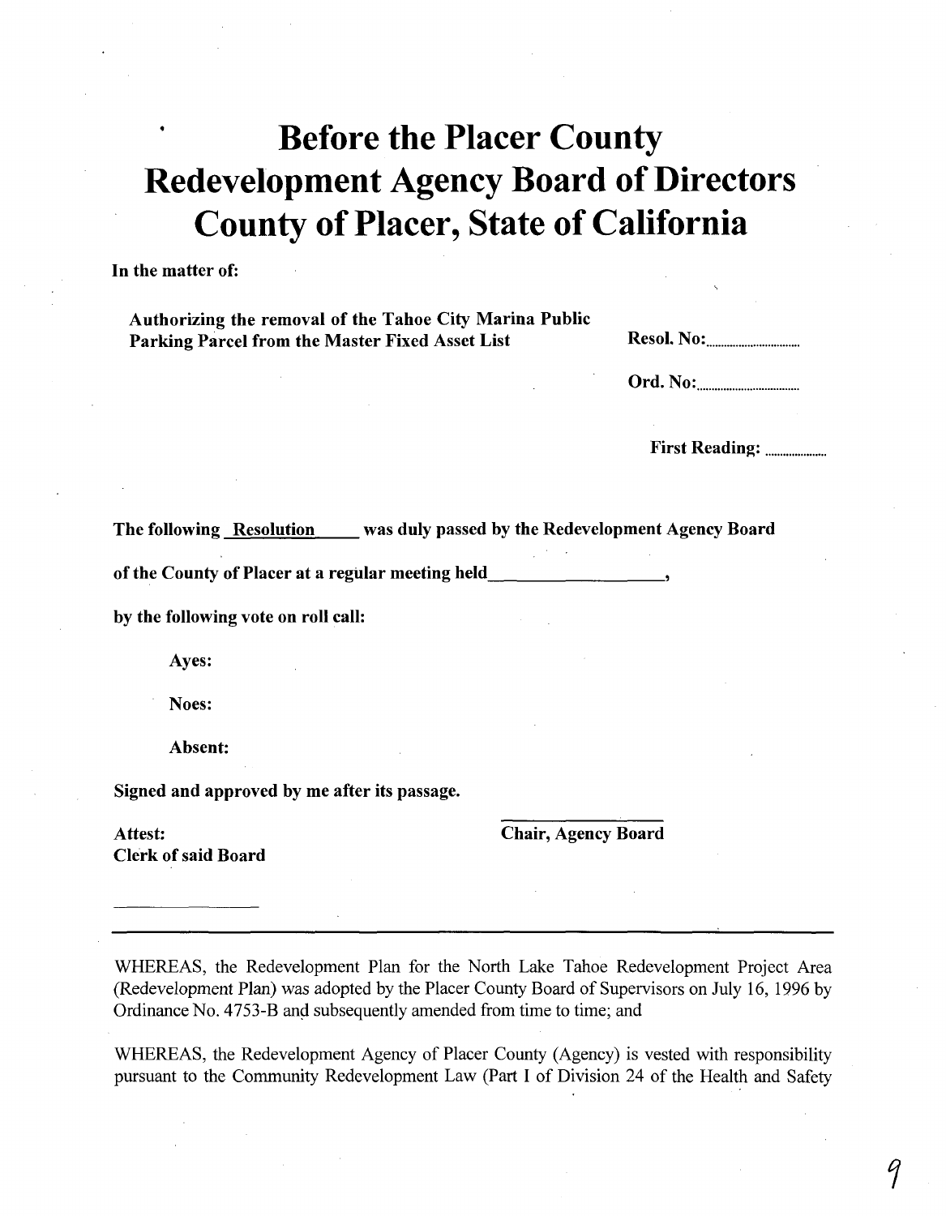# Before the Placer County Redevelopment Agency Board of Directors County of Placer, State of California

**In the matter of:**

**Authorizing the removal of the Tahoe City Marina Public Parking Parcel from the Master Fixed Asset List**

**Resol. No:**..............................

**Ord. No:**..............................

**First Reading:** ....................

**The following Resolution was duly passed by the Redevelopment Agency Board of the County of Placer at a regular meeting held ____________________,**

**by the following vote on roll call:**

**Ayes:**

**Noes:**

**Absent:**

**Signed and approved by me after its passage.**

**Attest:**
**Clerk of said Board**

______________

**Chair, Agency Board**

---

WHEREAS, the Redevelopment Plan for the North Lake Tahoe Redevelopment Project Area (Redevelopment Plan) was adopted by the Placer County Board of Supervisors on July 16, 1996 by Ordinance No. 4753-B and subsequently amended from time to time; and

WHEREAS, the Redevelopment Agency of Placer County (Agency) is vested with responsibility pursuant to the Community Redevelopment Law (Part I of Division 24 of the Health and Safety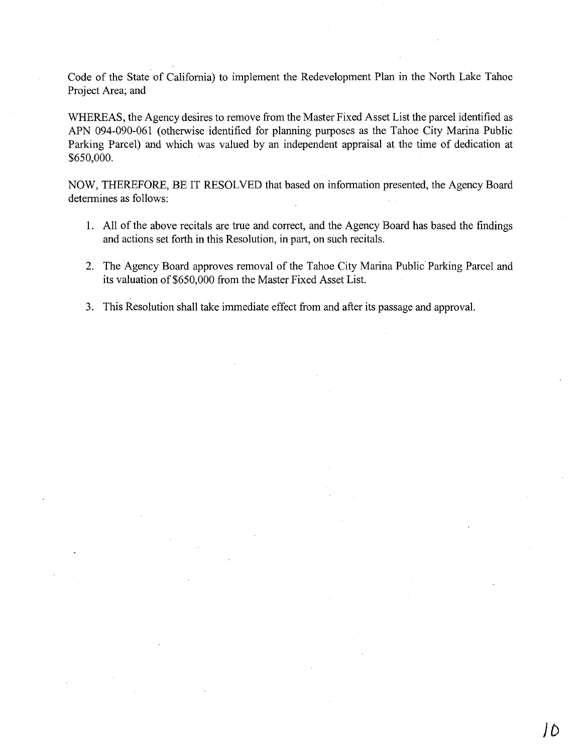Code of the State of California) to implement the Redevelopment Plan in the North Lake Tahoe Project Area; and

WHEREAS, the Agency desires to remove from the Master Fixed Asset List the parcel identified as APN 094-090-061 (otherwise identified for planning purposes as the Tahoe City Marina Public Parking Parcel) and which was valued by an independent appraisal at the time of dedication at $650,000.

NOW, THEREFORE, BE IT RESOLVED that based on information presented, the Agency Board determines as follows:

1. All of the above recitals are true and correct, and the Agency Board has based the findings and actions set forth in this Resolution, in part, on such recitals.
2. The Agency Board approves removal of the Tahoe City Marina Public Parking Parcel and its valuation of $650,000 from the Master Fixed Asset List.
3. This Resolution shall take immediate effect from and after its passage and approval.